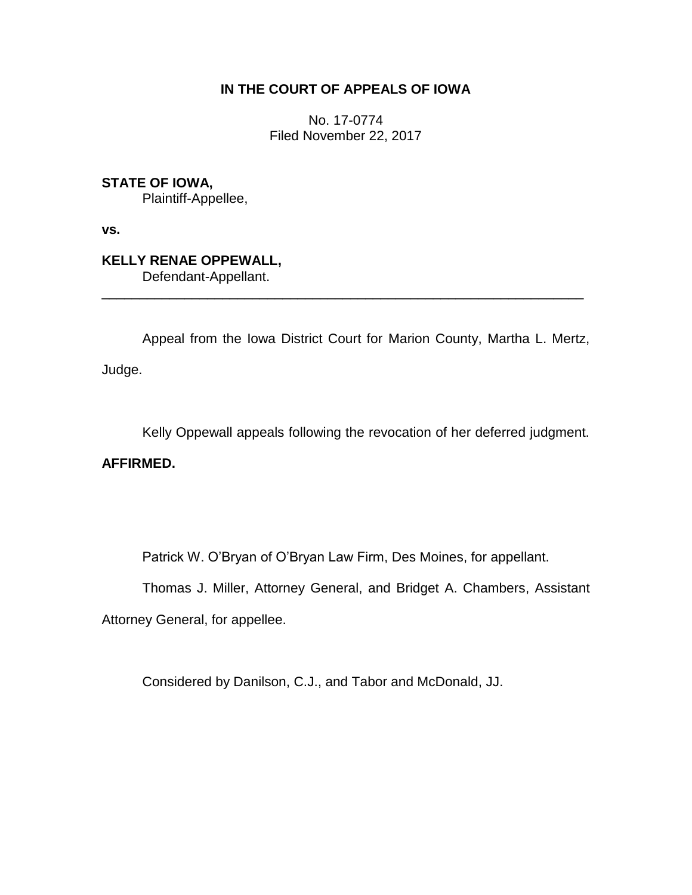# IN THE COURT OF APPEALS OF IOWA

No. 17-0774
Filed November 22, 2017

**STATE OF IOWA,**
Plaintiff-Appellee,

**vs.**

**KELLY RENAE OPPEWALL,**
Defendant-Appellant.

---

Appeal from the Iowa District Court for Marion County, Martha L. Mertz, Judge.

Kelly Oppewall appeals following the revocation of her deferred judgment.

**AFFIRMED.**

Patrick W. O'Bryan of O'Bryan Law Firm, Des Moines, for appellant.

Thomas J. Miller, Attorney General, and Bridget A. Chambers, Assistant Attorney General, for appellee.

Considered by Danilson, C.J., and Tabor and McDonald, JJ.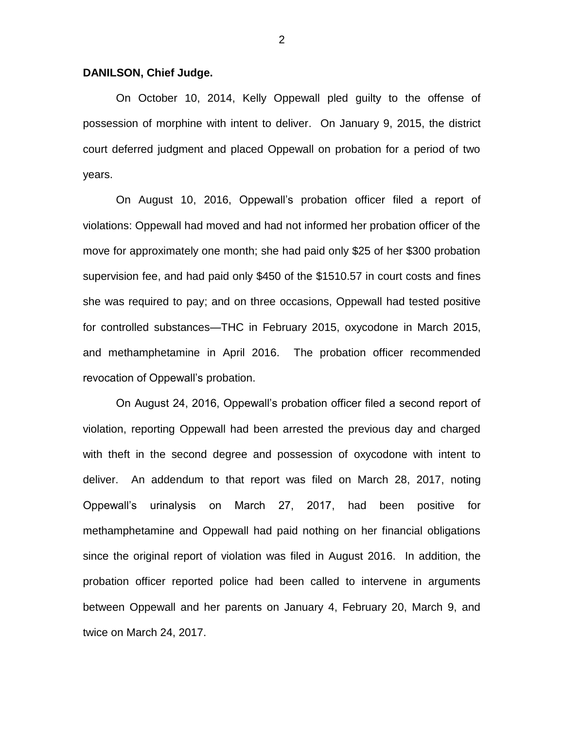**DANILSON, Chief Judge.**

On October 10, 2014, Kelly Oppewall pled guilty to the offense of possession of morphine with intent to deliver. On January 9, 2015, the district court deferred judgment and placed Oppewall on probation for a period of two years.

On August 10, 2016, Oppewall's probation officer filed a report of violations: Oppewall had moved and had not informed her probation officer of the move for approximately one month; she had paid only $25 of her $300 probation supervision fee, and had paid only $450 of the $1510.57 in court costs and fines she was required to pay; and on three occasions, Oppewall had tested positive for controlled substances—THC in February 2015, oxycodone in March 2015, and methamphetamine in April 2016. The probation officer recommended revocation of Oppewall's probation.

On August 24, 2016, Oppewall's probation officer filed a second report of violation, reporting Oppewall had been arrested the previous day and charged with theft in the second degree and possession of oxycodone with intent to deliver. An addendum to that report was filed on March 28, 2017, noting Oppewall's urinalysis on March 27, 2017, had been positive for methamphetamine and Oppewall had paid nothing on her financial obligations since the original report of violation was filed in August 2016. In addition, the probation officer reported police had been called to intervene in arguments between Oppewall and her parents on January 4, February 20, March 9, and twice on March 24, 2017.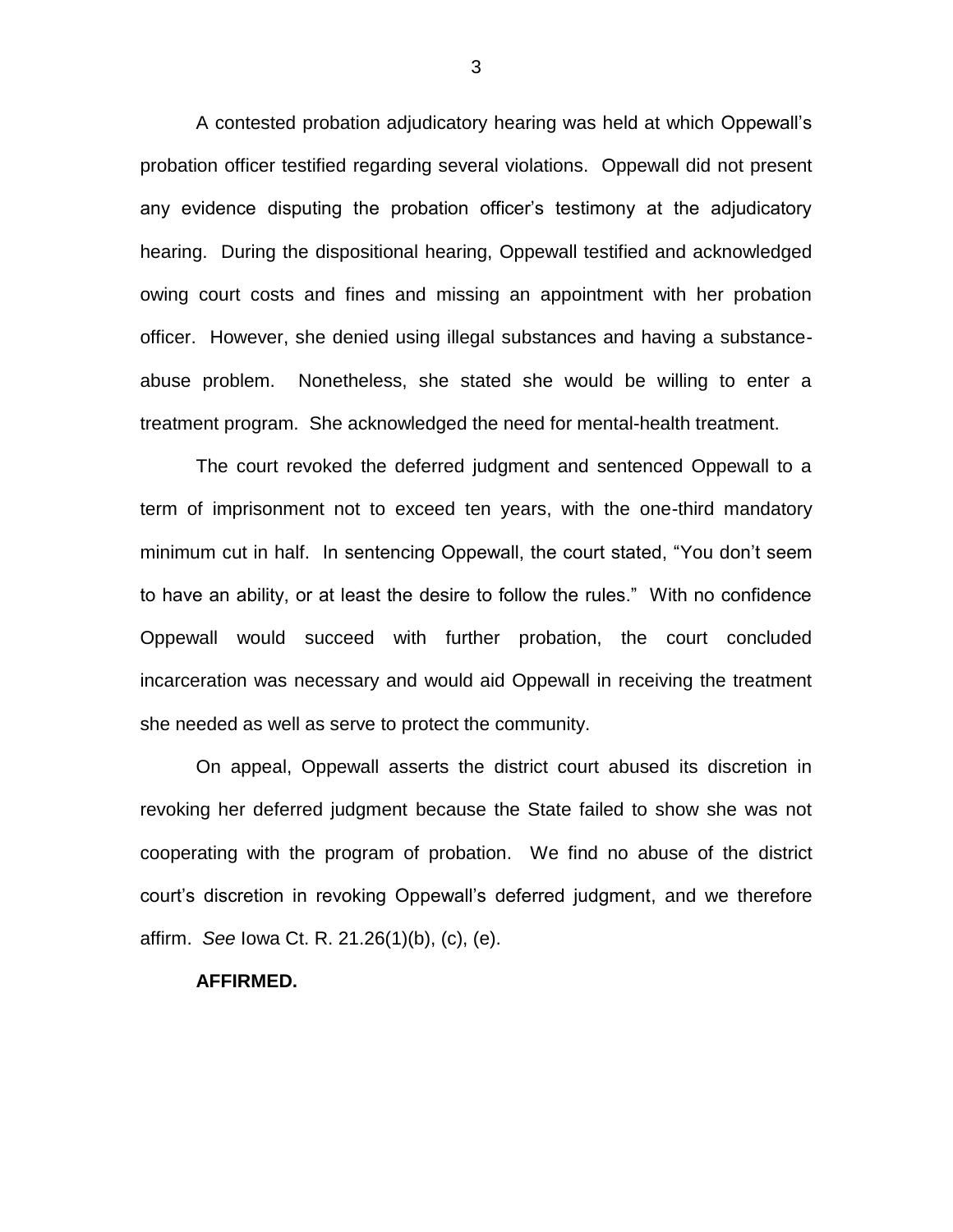A contested probation adjudicatory hearing was held at which Oppewall's probation officer testified regarding several violations. Oppewall did not present any evidence disputing the probation officer's testimony at the adjudicatory hearing. During the dispositional hearing, Oppewall testified and acknowledged owing court costs and fines and missing an appointment with her probation officer. However, she denied using illegal substances and having a substance-abuse problem. Nonetheless, she stated she would be willing to enter a treatment program. She acknowledged the need for mental-health treatment.

The court revoked the deferred judgment and sentenced Oppewall to a term of imprisonment not to exceed ten years, with the one-third mandatory minimum cut in half. In sentencing Oppewall, the court stated, "You don't seem to have an ability, or at least the desire to follow the rules." With no confidence Oppewall would succeed with further probation, the court concluded incarceration was necessary and would aid Oppewall in receiving the treatment she needed as well as serve to protect the community.

On appeal, Oppewall asserts the district court abused its discretion in revoking her deferred judgment because the State failed to show she was not cooperating with the program of probation. We find no abuse of the district court's discretion in revoking Oppewall's deferred judgment, and we therefore affirm. *See* Iowa Ct. R. 21.26(1)(b), (c), (e).

**AFFIRMED.**